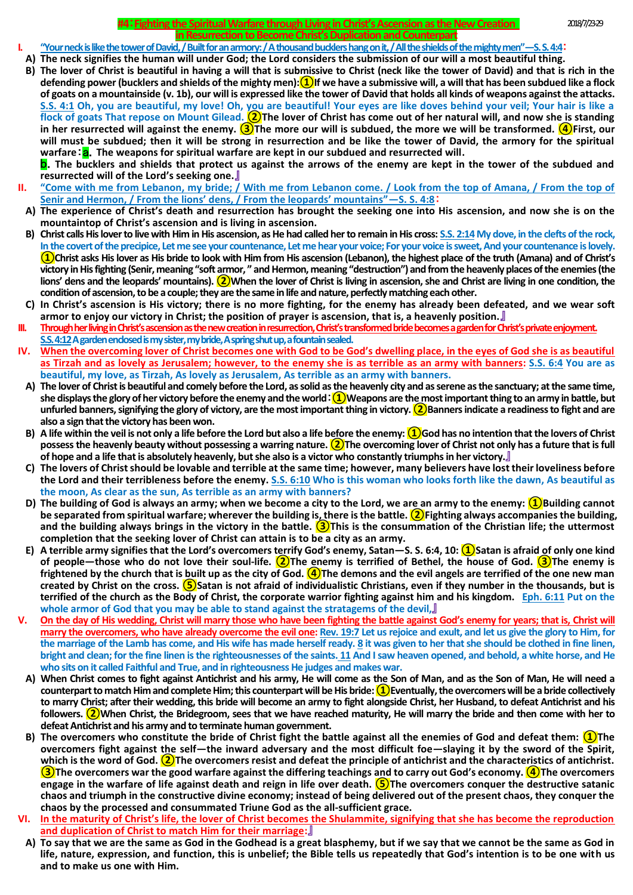# #4: Fighting the Spiritual Warfare through Living in Christ's Ascension as the New Creation in Resurrection to Become Christ's Duplication and Counterpart

2018/7/23-29

**I. "Your neck is like the tower of David, / Built for an armory: / A thousand bucklers hang on it, / All the shields of the mighty men"—S. S. 4:4:**

A) The neck signifies the human will under God; the Lord considers the submission of our will a most beautiful thing.

B) The lover of Christ is beautiful in having a will that is submissive to Christ (neck like the tower of David) and that is rich in the defending power (bucklers and shields of the mighty men): ①If we have a submissive will, a will that has been subdued like a flock of goats on a mountainside (v. 1b), our will is expressed like the tower of David that holds all kinds of weapons against the attacks. S.S. 4:1 Oh, you are beautiful, my love! Oh, you are beautiful! Your eyes are like doves behind your veil; Your hair is like a flock of goats That repose on Mount Gilead. ②The lover of Christ has come out of her natural will, and now she is standing in her resurrected will against the enemy. ③The more our will is subdued, the more we will be transformed. ④First, our will must be subdued; then it will be strong in resurrection and be like the tower of David, the armory for the spiritual warfare: a. The weapons for spiritual warfare are kept in our subdued and resurrected will.
b. The bucklers and shields that protect us against the arrows of the enemy are kept in the tower of the subdued and resurrected will of the Lord's seeking one.』

**II. "Come with me from Lebanon, my bride; / With me from Lebanon come. / Look from the top of Amana, / From the top of Senir and Hermon, / From the lions' dens, / From the leopards' mountains"—S. S. 4:8:**

A) The experience of Christ's death and resurrection has brought the seeking one into His ascension, and now she is on the mountaintop of Christ's ascension and is living in ascension.

B) Christ calls His lover to live with Him in His ascension, as He had called her to remain in His cross: S.S. 2:14 My dove, in the clefts of the rock, In the covert of the precipice, Let me see your countenance, Let me hear your voice; For your voice is sweet, And your countenance is lovely. ①Christ asks His lover as His bride to look with Him from His ascension (Lebanon), the highest place of the truth (Amana) and of Christ's victory in His fighting (Senir, meaning "soft armor," and Hermon, meaning "destruction") and from the heavenly places of the enemies (the lions' dens and the leopards' mountains). ②When the lover of Christ is living in ascension, she and Christ are living in one condition, the condition of ascension, to be a couple; they are the same in life and nature, perfectly matching each other.

C) In Christ's ascension is His victory; there is no more fighting, for the enemy has already been defeated, and we wear soft armor to enjoy our victory in Christ; the position of prayer is ascension, that is, a heavenly position.』

**III. Through her living in Christ's ascension as the new creation in resurrection, Christ's transformed bride becomes a garden for Christ's private enjoyment.** S.S. 4:12 A garden enclosed is my sister, my bride, A spring shut up, a fountain sealed.

**IV. When the overcoming lover of Christ becomes one with God to be God's dwelling place, in the eyes of God she is as beautiful as Tirzah and as lovely as Jerusalem; however, to the enemy she is as terrible as an army with banners:** S.S. 6:4 You are as beautiful, my love, as Tirzah, As lovely as Jerusalem, As terrible as an army with banners.

A) The lover of Christ is beautiful and comely before the Lord, as solid as the heavenly city and as serene as the sanctuary; at the same time, she displays the glory of her victory before the enemy and the world: ①Weapons are the most important thing to an army in battle, but unfurled banners, signifying the glory of victory, are the most important thing in victory. ②Banners indicate a readiness to fight and are also a sign that the victory has been won.

B) A life within the veil is not only a life before the Lord but also a life before the enemy: ①God has no intention that the lovers of Christ possess the heavenly beauty without possessing a warring nature. ②The overcoming lover of Christ not only has a future that is full of hope and a life that is absolutely heavenly, but she also is a victor who constantly triumphs in her victory.』

C) The lovers of Christ should be lovable and terrible at the same time; however, many believers have lost their loveliness before the Lord and their terribleness before the enemy. S.S. 6:10 Who is this woman who looks forth like the dawn, As beautiful as the moon, As clear as the sun, As terrible as an army with banners?

D) The building of God is always an army; when we become a city to the Lord, we are an army to the enemy: ①Building cannot be separated from spiritual warfare; wherever the building is, there is the battle. ②Fighting always accompanies the building, and the building always brings in the victory in the battle. ③This is the consummation of the Christian life; the uttermost completion that the seeking lover of Christ can attain is to be a city as an army.

E) A terrible army signifies that the Lord's overcomers terrify God's enemy, Satan—S. S. 6:4, 10: ①Satan is afraid of only one kind of people—those who do not love their soul-life. ②The enemy is terrified of Bethel, the house of God. ③The enemy is frightened by the church that is built up as the city of God. ④The demons and the evil angels are terrified of the one new man created by Christ on the cross. ⑤Satan is not afraid of individualistic Christians, even if they number in the thousands, but is terrified of the church as the Body of Christ, the corporate warrior fighting against him and his kingdom. Eph. 6:11 Put on the whole armor of God that you may be able to stand against the stratagems of the devil,』

**V. On the day of His wedding, Christ will marry those who have been fighting the battle against God's enemy for years; that is, Christ will marry the overcomers, who have already overcome the evil one:** Rev. 19:7 Let us rejoice and exult, and let us give the glory to Him, for the marriage of the Lamb has come, and His wife has made herself ready. 8 it was given to her that she should be clothed in fine linen, bright and clean; for the fine linen is the righteousnesses of the saints. 11 And I saw heaven opened, and behold, a white horse, and He who sits on it called Faithful and True, and in righteousness He judges and makes war.

A) When Christ comes to fight against Antichrist and his army, He will come as the Son of Man, and as the Son of Man, He will need a counterpart to match Him and complete Him; this counterpart will be His bride: ①Eventually, the overcomers will be a bride collectively to marry Christ; after their wedding, this bride will become an army to fight alongside Christ, her Husband, to defeat Antichrist and his followers. ②When Christ, the Bridegroom, sees that we have reached maturity, He will marry the bride and then come with her to defeat Antichrist and his army and to terminate human government.

B) The overcomers who constitute the bride of Christ fight the battle against all the enemies of God and defeat them: ①The overcomers fight against the self—the inward adversary and the most difficult foe—slaying it by the sword of the Spirit, which is the word of God. ②The overcomers resist and defeat the principle of antichrist and the characteristics of antichrist. ③The overcomers war the good warfare against the differing teachings and to carry out God's economy. ④The overcomers engage in the warfare of life against death and reign in life over death. ⑤The overcomers conquer the destructive satanic chaos and triumph in the constructive divine economy; instead of being delivered out of the present chaos, they conquer the chaos by the processed and consummated Triune God as the all-sufficient grace.

**VI. In the maturity of Christ's life, the lover of Christ becomes the Shulammite, signifying that she has become the reproduction and duplication of Christ to match Him for their marriage:**』

A) To say that we are the same as God in the Godhead is a great blasphemy, but if we say that we cannot be the same as God in life, nature, expression, and function, this is unbelief; the Bible tells us repeatedly that God's intention is to be one with us and to make us one with Him.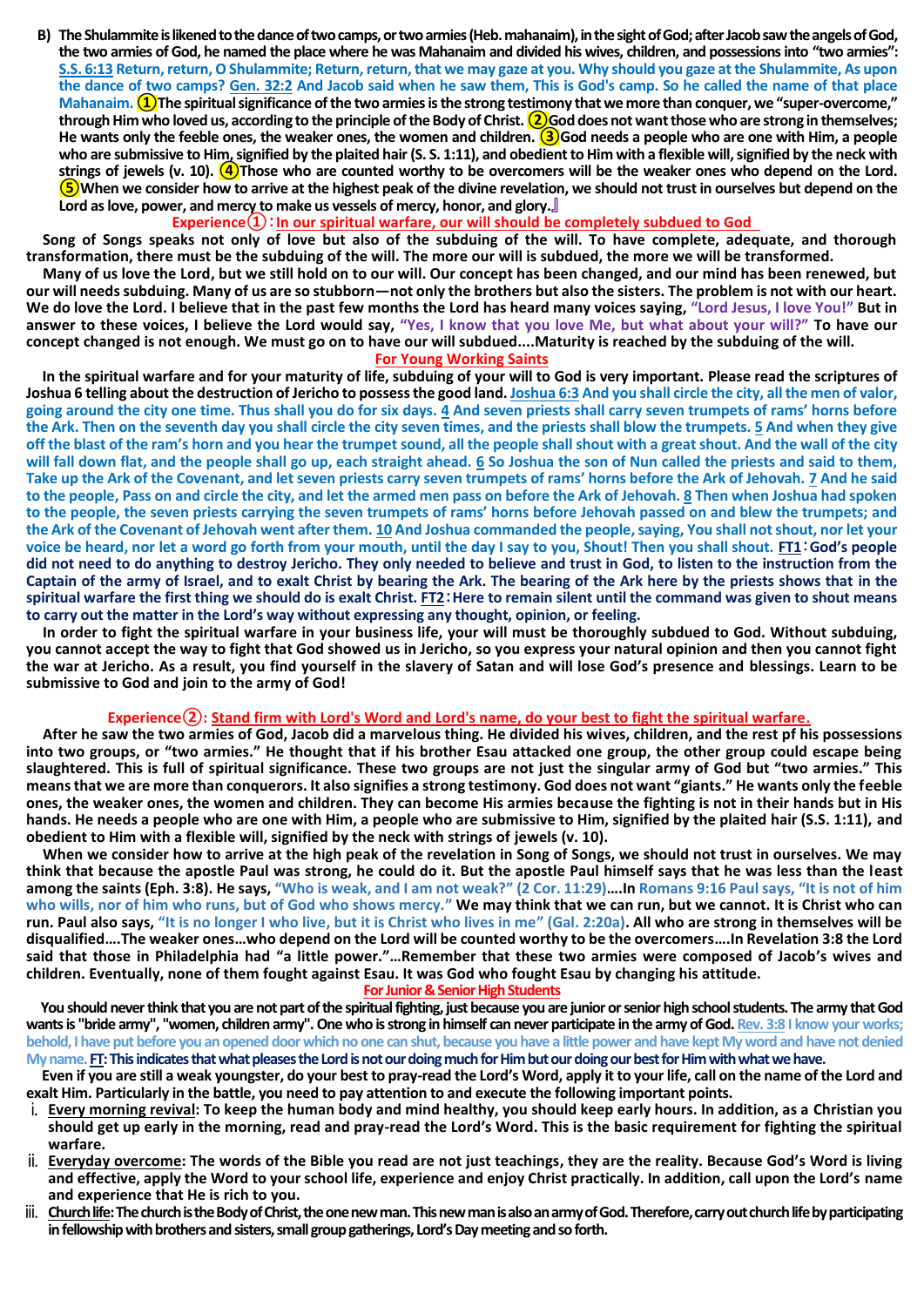**B) The Shulammite is likened to the dance of two camps, or two armies (Heb. mahanaim), in the sight of God; after Jacob saw the angels of God, the two armies of God, he named the place where he was Mahanaim and divided his wives, children, and possessions into "two armies": S.S. 6:13 Return, return, O Shulammite; Return, return, that we may gaze at you. Why should you gaze at the Shulammite, As upon the dance of two camps? Gen. 32:2 And Jacob said when he saw them, This is God's camp. So he called the name of that place Mahanaim. ①The spiritual significance of the two armies is the strong testimony that we more than conquer, we "super-overcome," through Him who loved us, according to the principle of the Body of Christ. ②God does not want those who are strong in themselves; He wants only the feeble ones, the weaker ones, the women and children. ③God needs a people who are one with Him, a people who are submissive to Him, signified by the plaited hair (S. S. 1:11), and obedient to Him with a flexible will, signified by the neck with strings of jewels (v. 10). ④Those who are counted worthy to be overcomers will be the weaker ones who depend on the Lord. ⑤When we consider how to arrive at the highest peak of the divine revelation, we should not trust in ourselves but depend on the Lord as love, power, and mercy to make us vessels of mercy, honor, and glory.』**

**Experience①：In our spiritual warfare, our will should be completely subdued to God**

Song of Songs speaks not only of love but also of the subduing of the will. To have complete, adequate, and thorough transformation, there must be the subduing of the will. The more our will is subdued, the more we will be transformed.

Many of us love the Lord, but we still hold on to our will. Our concept has been changed, and our mind has been renewed, but our will needs subduing. Many of us are so stubborn—not only the brothers but also the sisters. The problem is not with our heart. We do love the Lord. I believe that in the past few months the Lord has heard many voices saying, "Lord Jesus, I love You!" But in answer to these voices, I believe the Lord would say, "Yes, I know that you love Me, but what about your will?" To have our concept changed is not enough. We must go on to have our will subdued....Maturity is reached by the subduing of the will.

**For Young Working Saints**

In the spiritual warfare and for your maturity of life, subduing of your will to God is very important. Please read the scriptures of Joshua 6 telling about the destruction of Jericho to possess the good land. Joshua 6:3 And you shall circle the city, all the men of valor, going around the city one time. Thus shall you do for six days. 4 And seven priests shall carry seven trumpets of rams' horns before the Ark. Then on the seventh day you shall circle the city seven times, and the priests shall blow the trumpets. 5 And when they give off the blast of the ram's horn and you hear the trumpet sound, all the people shall shout with a great shout. And the wall of the city will fall down flat, and the people shall go up, each straight ahead. 6 So Joshua the son of Nun called the priests and said to them, Take up the Ark of the Covenant, and let seven priests carry seven trumpets of rams' horns before the Ark of Jehovah. 7 And he said to the people, Pass on and circle the city, and let the armed men pass on before the Ark of Jehovah. 8 Then when Joshua had spoken to the people, the seven priests carrying the seven trumpets of rams' horns before Jehovah passed on and blew the trumpets; and the Ark of the Covenant of Jehovah went after them. 10 And Joshua commanded the people, saying, You shall not shout, nor let your voice be heard, nor let a word go forth from your mouth, until the day I say to you, Shout! Then you shall shout. FT1：God's people did not need to do anything to destroy Jericho. They only needed to believe and trust in God, to listen to the instruction from the Captain of the army of Israel, and to exalt Christ by bearing the Ark. The bearing of the Ark here by the priests shows that in the spiritual warfare the first thing we should do is exalt Christ. FT2：Here to remain silent until the command was given to shout means to carry out the matter in the Lord's way without expressing any thought, opinion, or feeling.

In order to fight the spiritual warfare in your business life, your will must be thoroughly subdued to God. Without subduing, you cannot accept the way to fight that God showed us in Jericho, so you express your natural opinion and then you cannot fight the war at Jericho. As a result, you find yourself in the slavery of Satan and will lose God's presence and blessings. Learn to be submissive to God and join to the army of God!

**Experience②: Stand firm with Lord's Word and Lord's name, do your best to fight the spiritual warfare.**

After he saw the two armies of God, Jacob did a marvelous thing. He divided his wives, children, and the rest pf his possessions into two groups, or "two armies." He thought that if his brother Esau attacked one group, the other group could escape being slaughtered. This is full of spiritual significance. These two groups are not just the singular army of God but "two armies." This means that we are more than conquerors. It also signifies a strong testimony. God does not want "giants." He wants only the feeble ones, the weaker ones, the women and children. They can become His armies because the fighting is not in their hands but in His hands. He needs a people who are one with Him, a people who are submissive to Him, signified by the plaited hair (S.S. 1:11), and obedient to Him with a flexible will, signified by the neck with strings of jewels (v. 10).

When we consider how to arrive at the high peak of the revelation in Song of Songs, we should not trust in ourselves. We may think that because the apostle Paul was strong, he could do it. But the apostle Paul himself says that he was less than the least among the saints (Eph. 3:8). He says, "Who is weak, and I am not weak?" (2 Cor. 11:29)....In Romans 9:16 Paul says, "It is not of him who wills, nor of him who runs, but of God who shows mercy." We may think that we can run, but we cannot. It is Christ who can run. Paul also says, "It is no longer I who live, but it is Christ who lives in me" (Gal. 2:20a). All who are strong in themselves will be disqualified....The weaker ones…who depend on the Lord will be counted worthy to be the overcomers....In Revelation 3:8 the Lord said that those in Philadelphia had "a little power."…Remember that these two armies were composed of Jacob's wives and children. Eventually, none of them fought against Esau. It was God who fought Esau by changing his attitude.

**For Junior & Senior High Students**

You should never think that you are not part of the spiritual fighting, just because you are junior or senior high school students. The army that God wants is "bride army", "women, children army". One who is strong in himself can never participate in the army of God. Rev. 3:8 I know your works; behold, I have put before you an opened door which no one can shut, because you have a little power and have kept My word and have not denied My name. FT: This indicates that what pleases the Lord is not our doing much for Him but our doing our best for Him with what we have.

Even if you are still a weak youngster, do your best to pray-read the Lord's Word, apply it to your life, call on the name of the Lord and exalt Him. Particularly in the battle, you need to pay attention to and execute the following important points.

i. Every morning revival: To keep the human body and mind healthy, you should keep early hours. In addition, as a Christian you should get up early in the morning, read and pray-read the Lord's Word. This is the basic requirement for fighting the spiritual warfare.

ii. Everyday overcome: The words of the Bible you read are not just teachings, they are the reality. Because God's Word is living and effective, apply the Word to your school life, experience and enjoy Christ practically. In addition, call upon the Lord's name and experience that He is rich to you.

iii. Church life: The church is the Body of Christ, the one new man. This new man is also an army of God. Therefore, carry out church life by participating in fellowship with brothers and sisters, small group gatherings, Lord's Day meeting and so forth.